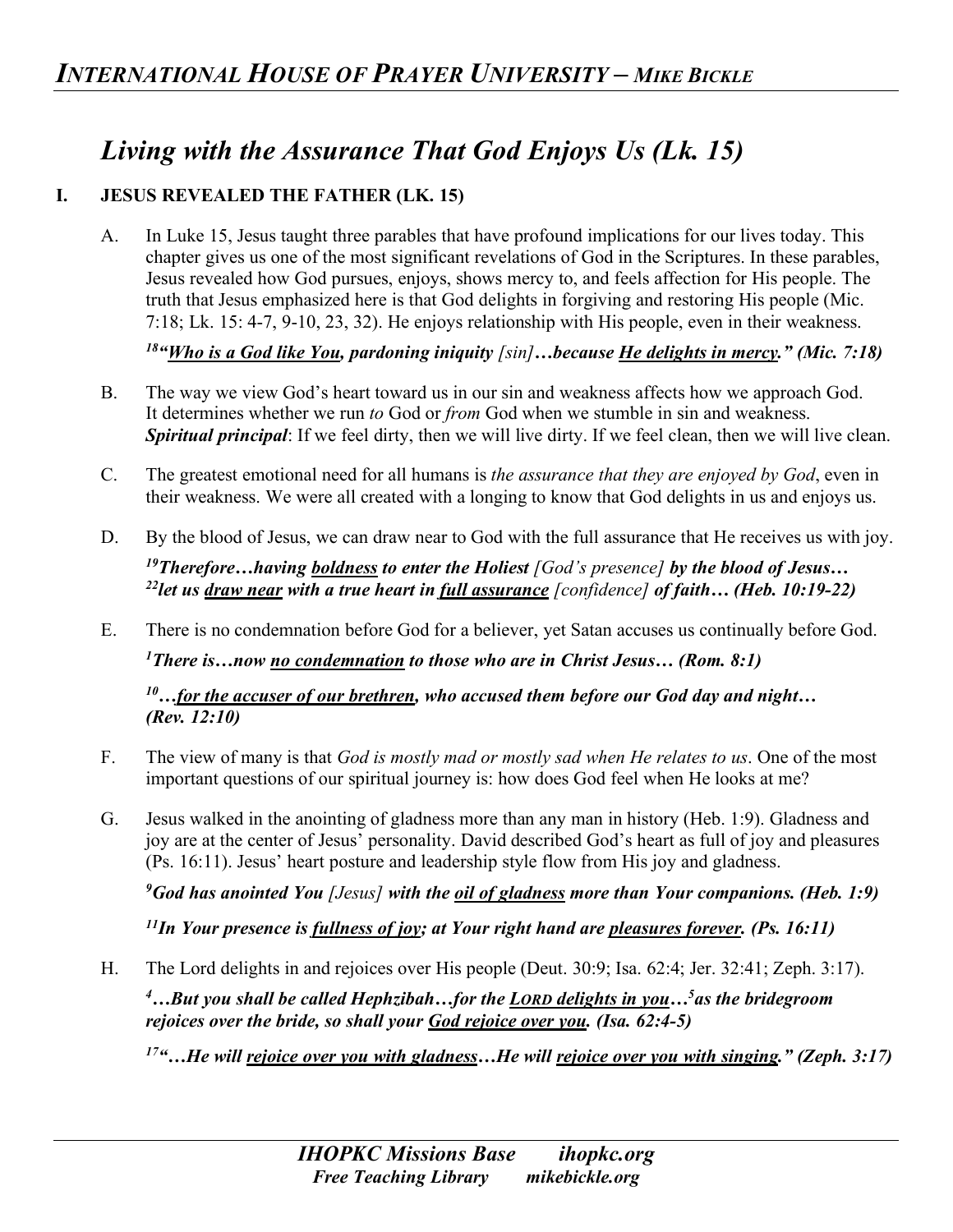# *Living with the Assurance That God Enjoys Us (Lk. 15)*

## I. JESUS REVEALED THE FATHER (LK. 15)

A. In Luke 15, Jesus taught three parables that have profound implications for our lives today. This chapter gives us one of the most significant revelations of God in the Scriptures. In these parables, Jesus revealed how God pursues, enjoys, shows mercy to, and feels affection for His people. The truth that Jesus emphasized here is that God delights in forgiving and restoring His people (Mic. 7:18; Lk. 15: 4-7, 9-10, 23, 32). He enjoys relationship with His people, even in their weakness.

***[18]"Who is a God like You, pardoning iniquity** [sin]**…because He delights in mercy." (Mic. 7:18)***

B. The way we view God's heart toward us in our sin and weakness affects how we approach God. It determines whether we run *to* God or *from* God when we stumble in sin and weakness. ***Spiritual principal***: If we feel dirty, then we will live dirty. If we feel clean, then we will live clean.

C. The greatest emotional need for all humans is *the assurance that they are enjoyed by God*, even in their weakness. We were all created with a longing to know that God delights in us and enjoys us.

D. By the blood of Jesus, we can draw near to God with the full assurance that He receives us with joy.

***[19]Therefore…having boldness to enter the Holiest** [God's presence] **by the blood of Jesus… [22]let us draw near with a true heart in full assurance** [confidence] **of faith… (Heb. 10:19-22)***

E. There is no condemnation before God for a believer, yet Satan accuses us continually before God.

***[1]There is…now no condemnation to those who are in Christ Jesus… (Rom. 8:1)***

***[10]…for the accuser of our brethren, who accused them before our God day and night… (Rev. 12:10)***

F. The view of many is that *God is mostly mad or mostly sad when He relates to us*. One of the most important questions of our spiritual journey is: how does God feel when He looks at me?

G. Jesus walked in the anointing of gladness more than any man in history (Heb. 1:9). Gladness and joy are at the center of Jesus' personality. David described God's heart as full of joy and pleasures (Ps. 16:11). Jesus' heart posture and leadership style flow from His joy and gladness.

***[9]God has anointed You** [Jesus] **with the oil of gladness more than Your companions. (Heb. 1:9)***

***[11]In Your presence is fullness of joy; at Your right hand are pleasures forever. (Ps. 16:11)***

H. The Lord delights in and rejoices over His people (Deut. 30:9; Isa. 62:4; Jer. 32:41; Zeph. 3:17).

***[4]…But you shall be called Hephzibah…for the LORD delights in you…[5]as the bridegroom rejoices over the bride, so shall your God rejoice over you. (Isa. 62:4-5)***

***[17]"…He will rejoice over you with gladness…He will rejoice over you with singing." (Zeph. 3:17)***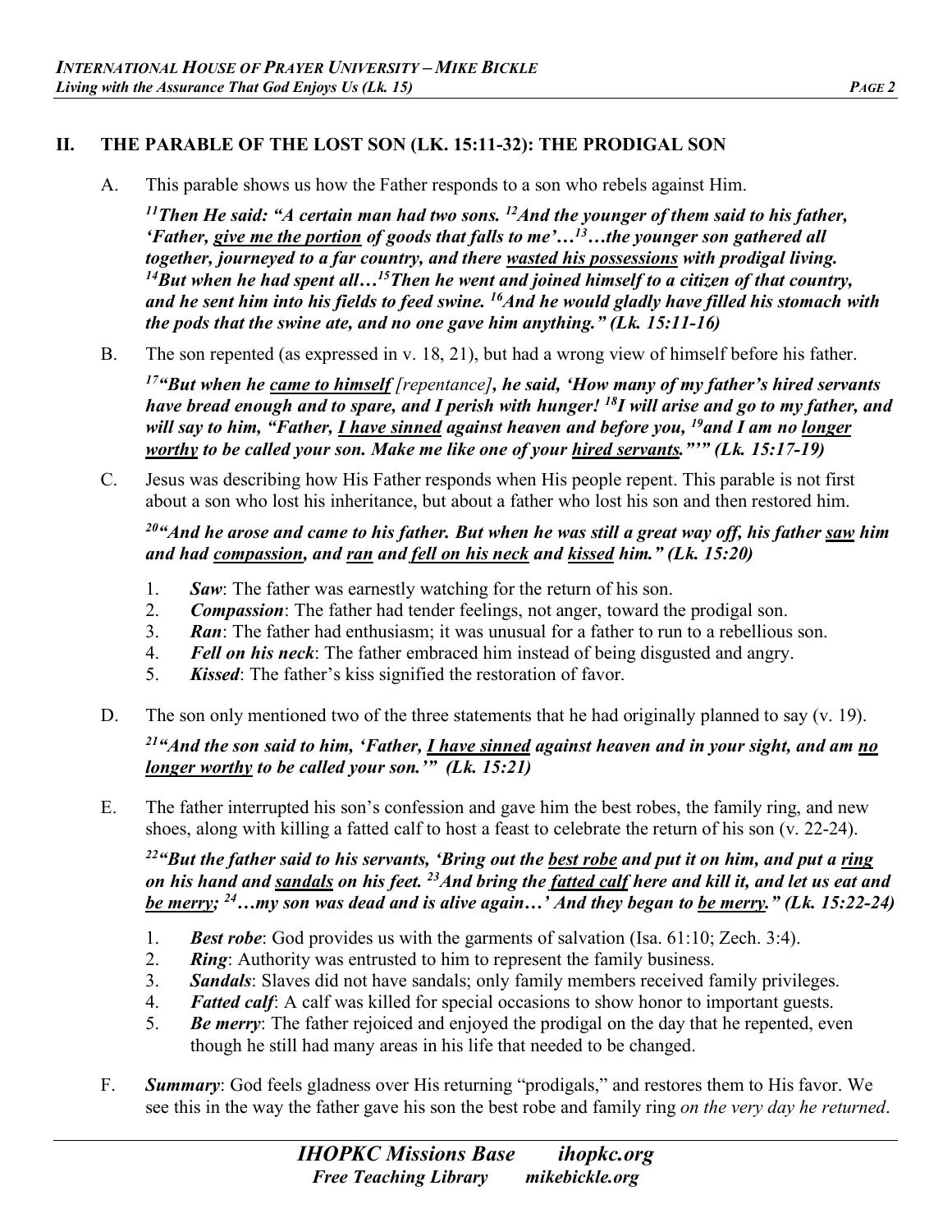## II. THE PARABLE OF THE LOST SON (LK. 15:11-32): THE PRODIGAL SON

A. This parable shows us how the Father responds to a son who rebels against Him.

***[11]Then He said: "A certain man had two sons. [12]And the younger of them said to his father, 'Father, <u>give me the portion</u> of goods that falls to me'…[13]…the younger son gathered all together, journeyed to a far country, and there <u>wasted his possessions</u> with prodigal living. [14]But when he had spent all…[15]Then he went and joined himself to a citizen of that country, and he sent him into his fields to feed swine. [16]And he would gladly have filled his stomach with the pods that the swine ate, and no one gave him anything." (Lk. 15:11-16)***

B. The son repented (as expressed in v. 18, 21), but had a wrong view of himself before his father.

***[17]"But when he <u>came to himself</u>*** *[repentance]****, he said, 'How many of my father's hired servants have bread enough and to spare, and I perish with hunger! [18]I will arise and go to my father, and will say to him, "Father, <u>I have sinned</u> against heaven and before you, [19]and I am no <u>longer worthy</u> to be called your son. Make me like one of your <u>hired servants</u>."'" (Lk. 15:17-19)***

C. Jesus was describing how His Father responds when His people repent. This parable is not first about a son who lost his inheritance, but about a father who lost his son and then restored him.

***[20]"And he arose and came to his father. But when he was still a great way off, his father <u>saw</u> him and had <u>compassion</u>, and <u>ran</u> and <u>fell on his neck</u> and <u>kissed</u> him." (Lk. 15:20)***

1. ***Saw***: The father was earnestly watching for the return of his son.
2. ***Compassion***: The father had tender feelings, not anger, toward the prodigal son.
3. ***Ran***: The father had enthusiasm; it was unusual for a father to run to a rebellious son.
4. ***Fell on his neck***: The father embraced him instead of being disgusted and angry.
5. ***Kissed***: The father's kiss signified the restoration of favor.

D. The son only mentioned two of the three statements that he had originally planned to say (v. 19).

***[21]"And the son said to him, 'Father, <u>I have sinned</u> against heaven and in your sight, and am <u>no longer worthy</u> to be called your son.'" (Lk. 15:21)***

E. The father interrupted his son's confession and gave him the best robes, the family ring, and new shoes, along with killing a fatted calf to host a feast to celebrate the return of his son (v. 22-24).

***[22]"But the father said to his servants, 'Bring out the <u>best robe</u> and put it on him, and put a <u>ring</u> on his hand and <u>sandals</u> on his feet. [23]And bring the <u>fatted calf</u> here and kill it, and let us eat and <u>be merry</u>; [24]…my son was dead and is alive again…' And they began to <u>be merry</u>." (Lk. 15:22-24)***

1. ***Best robe***: God provides us with the garments of salvation (Isa. 61:10; Zech. 3:4).
2. ***Ring***: Authority was entrusted to him to represent the family business.
3. ***Sandals***: Slaves did not have sandals; only family members received family privileges.
4. ***Fatted calf***: A calf was killed for special occasions to show honor to important guests.
5. ***Be merry***: The father rejoiced and enjoyed the prodigal on the day that he repented, even though he still had many areas in his life that needed to be changed.

F. ***Summary***: God feels gladness over His returning "prodigals," and restores them to His favor. We see this in the way the father gave his son the best robe and family ring *on the very day he returned*.